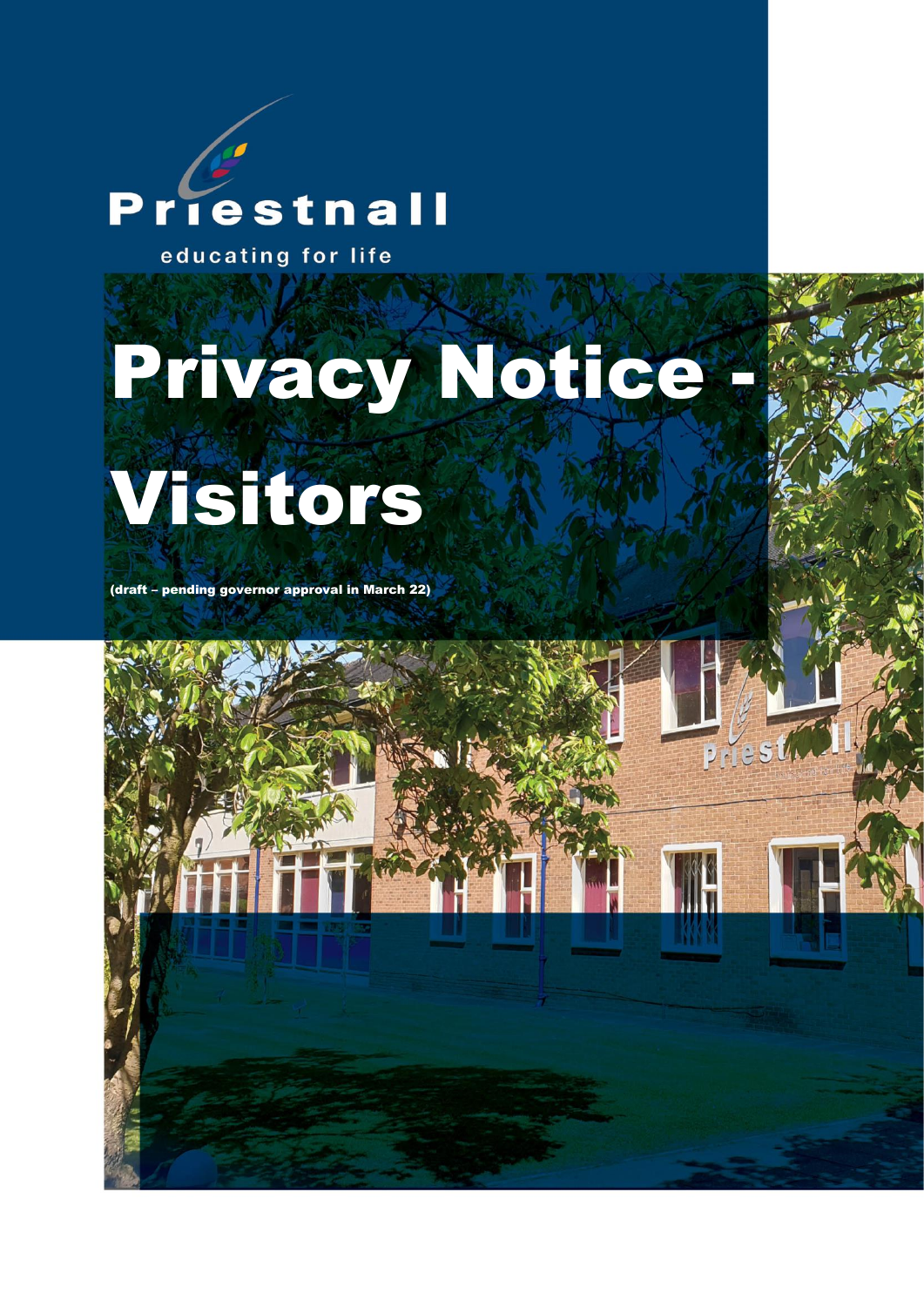Priestnall

educating for life

# Privacy Notice - Visitors

**(draft – pending governor approval in March 22)**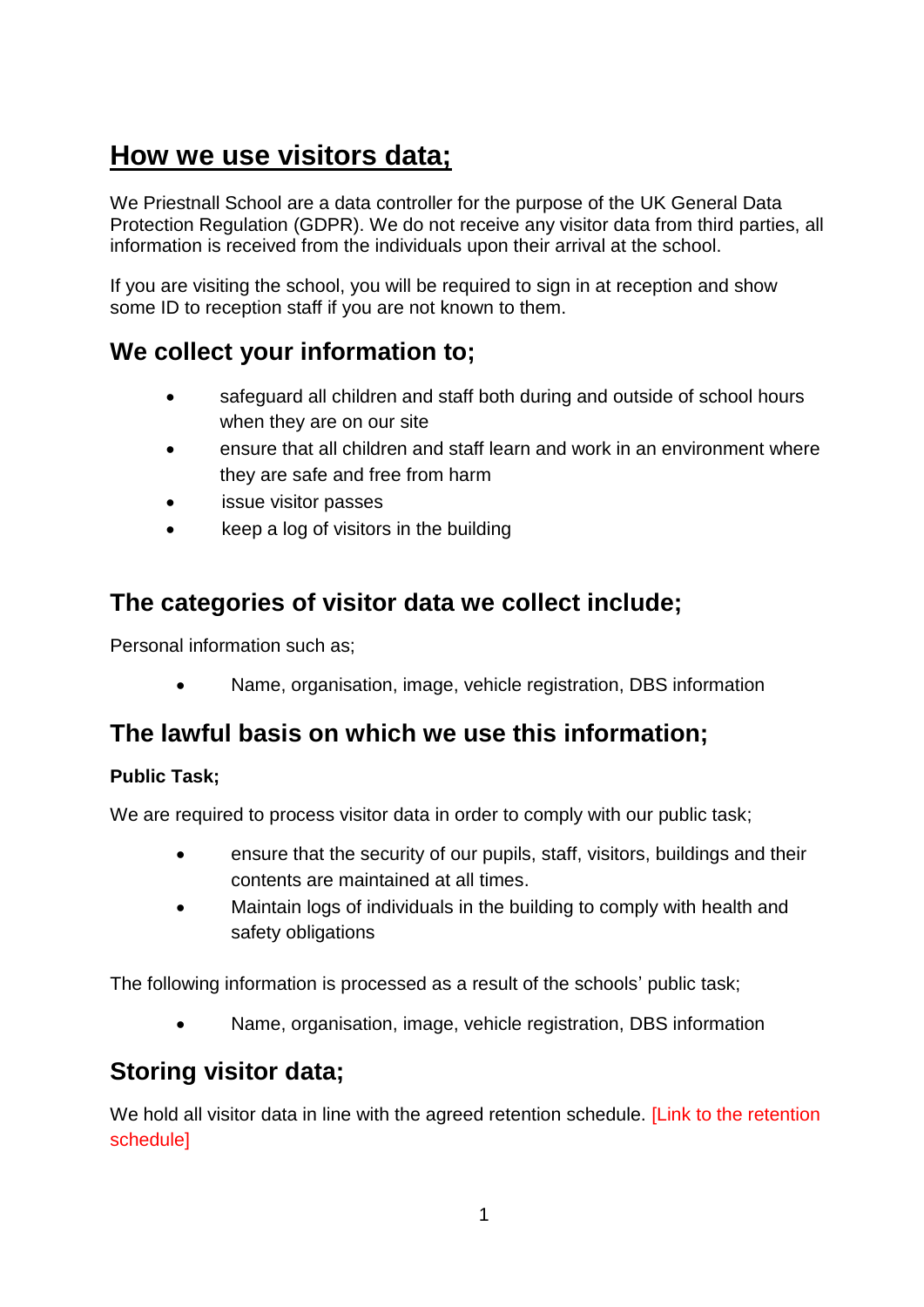# How we use visitors data;

We Priestnall School are a data controller for the purpose of the UK General Data Protection Regulation (GDPR). We do not receive any visitor data from third parties, all information is received from the individuals upon their arrival at the school.

If you are visiting the school, you will be required to sign in at reception and show some ID to reception staff if you are not known to them.

## We collect your information to;

- safeguard all children and staff both during and outside of school hours when they are on our site
- ensure that all children and staff learn and work in an environment where they are safe and free from harm
- issue visitor passes
- keep a log of visitors in the building

## The categories of visitor data we collect include;

Personal information such as;

- Name, organisation, image, vehicle registration, DBS information

## The lawful basis on which we use this information;

**Public Task;**

We are required to process visitor data in order to comply with our public task;

- ensure that the security of our pupils, staff, visitors, buildings and their contents are maintained at all times.
- Maintain logs of individuals in the building to comply with health and safety obligations

The following information is processed as a result of the schools' public task;

- Name, organisation, image, vehicle registration, DBS information

## Storing visitor data;

We hold all visitor data in line with the agreed retention schedule. [Link to the retention schedule]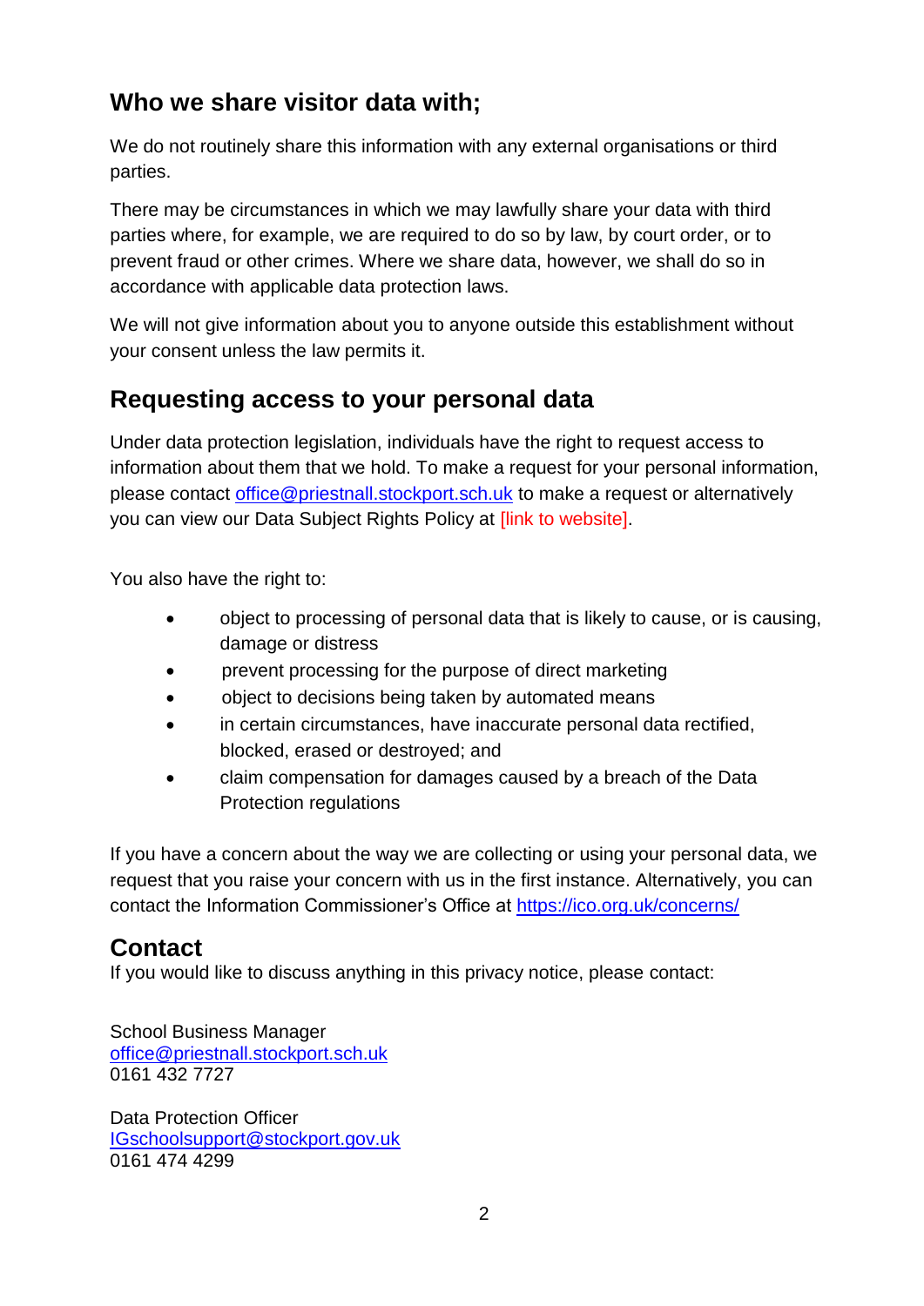## Who we share visitor data with;

We do not routinely share this information with any external organisations or third parties.

There may be circumstances in which we may lawfully share your data with third parties where, for example, we are required to do so by law, by court order, or to prevent fraud or other crimes. Where we share data, however, we shall do so in accordance with applicable data protection laws.

We will not give information about you to anyone outside this establishment without your consent unless the law permits it.

## Requesting access to your personal data

Under data protection legislation, individuals have the right to request access to information about them that we hold. To make a request for your personal information, please contact office@priestnall.stockport.sch.uk to make a request or alternatively you can view our Data Subject Rights Policy at [link to website].

You also have the right to:

- object to processing of personal data that is likely to cause, or is causing, damage or distress
- prevent processing for the purpose of direct marketing
- object to decisions being taken by automated means
- in certain circumstances, have inaccurate personal data rectified, blocked, erased or destroyed; and
- claim compensation for damages caused by a breach of the Data Protection regulations

If you have a concern about the way we are collecting or using your personal data, we request that you raise your concern with us in the first instance. Alternatively, you can contact the Information Commissioner's Office at https://ico.org.uk/concerns/

## Contact

If you would like to discuss anything in this privacy notice, please contact:

School Business Manager
office@priestnall.stockport.sch.uk
0161 432 7727

Data Protection Officer
IGschoolsupport@stockport.gov.uk
0161 474 4299